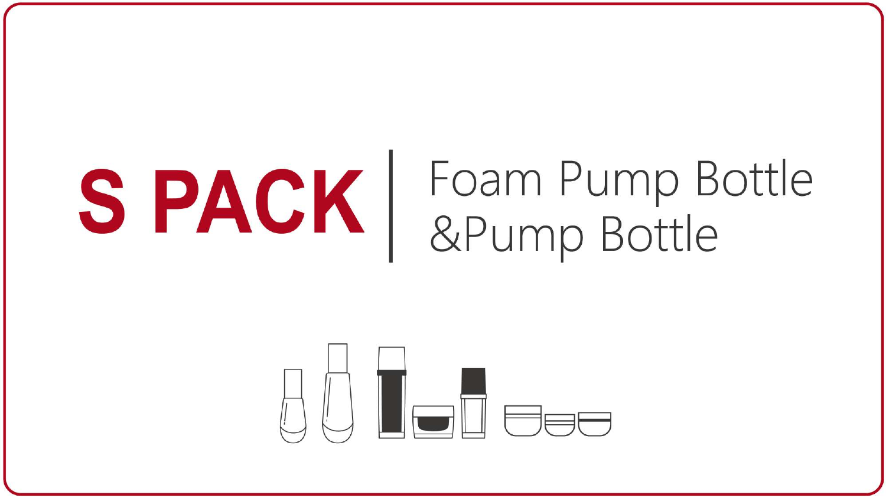# S PACK | Foam Pump Bottle &Pump Bottle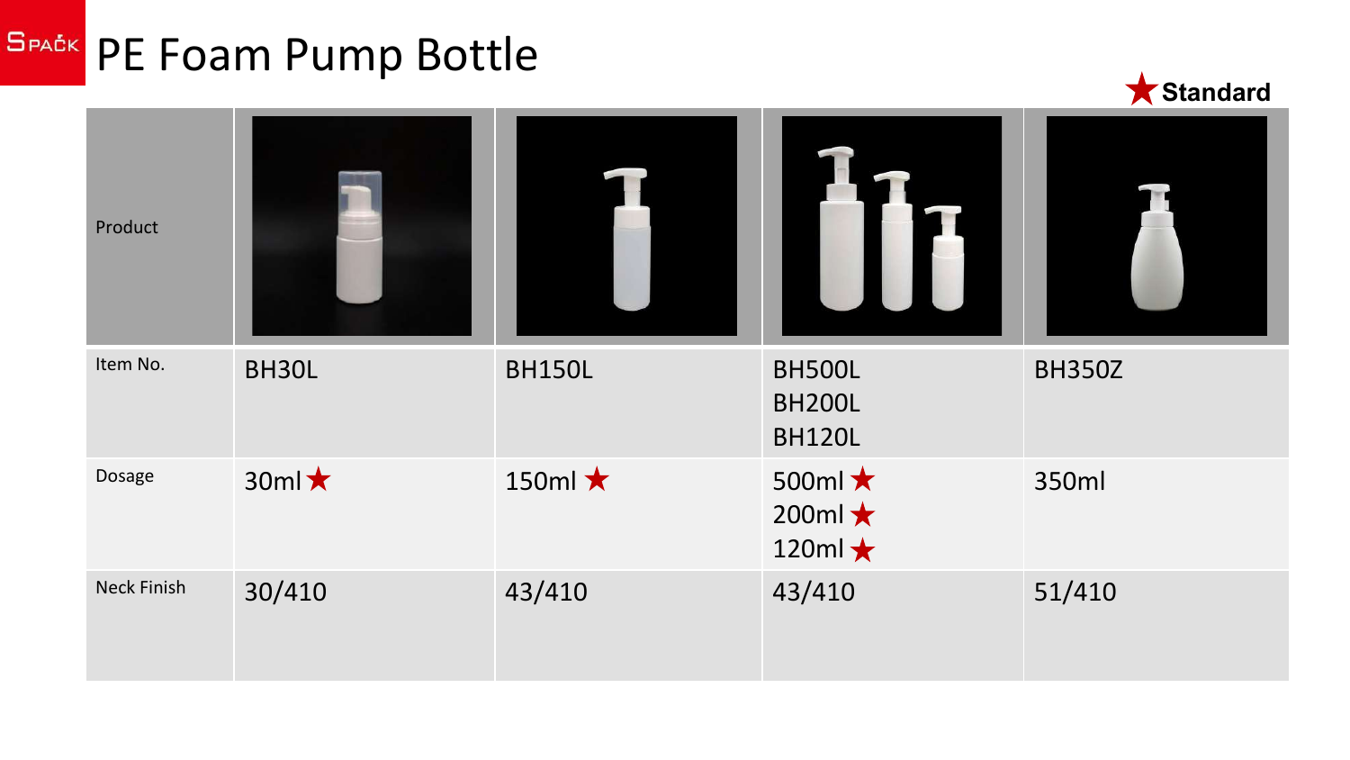# PE Foam Pump Bottle

★ Standard

| Product | | | | |
|---|---|---|---|---|
| Item No. | BH30L | BH150L | BH500L<br>BH200L<br>BH120L | BH350Z |
| Dosage | 30ml ★ | 150ml ★ | 500ml ★<br>200ml ★<br>120ml ★ | 350ml |
| Neck Finish | 30/410 | 43/410 | 43/410 | 51/410 |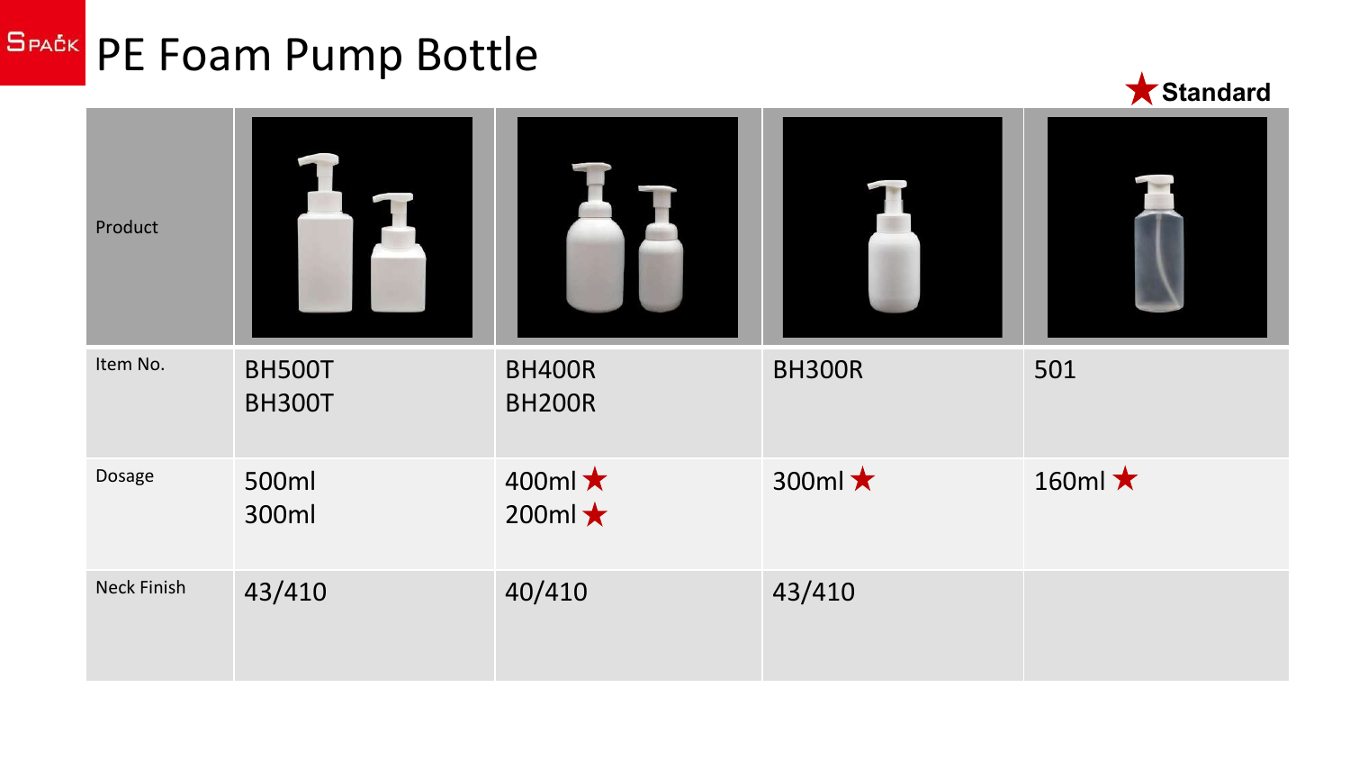# PE Foam Pump Bottle

★ Standard

| Product | | | | |
|---|---|---|---|---|
| Item No. | BH500T<br>BH300T | BH400R<br>BH200R | BH300R | 501 |
| Dosage | 500ml<br>300ml | 400ml ★<br>200ml ★ | 300ml ★ | 160ml ★ |
| Neck Finish | 43/410 | 40/410 | 43/410 | |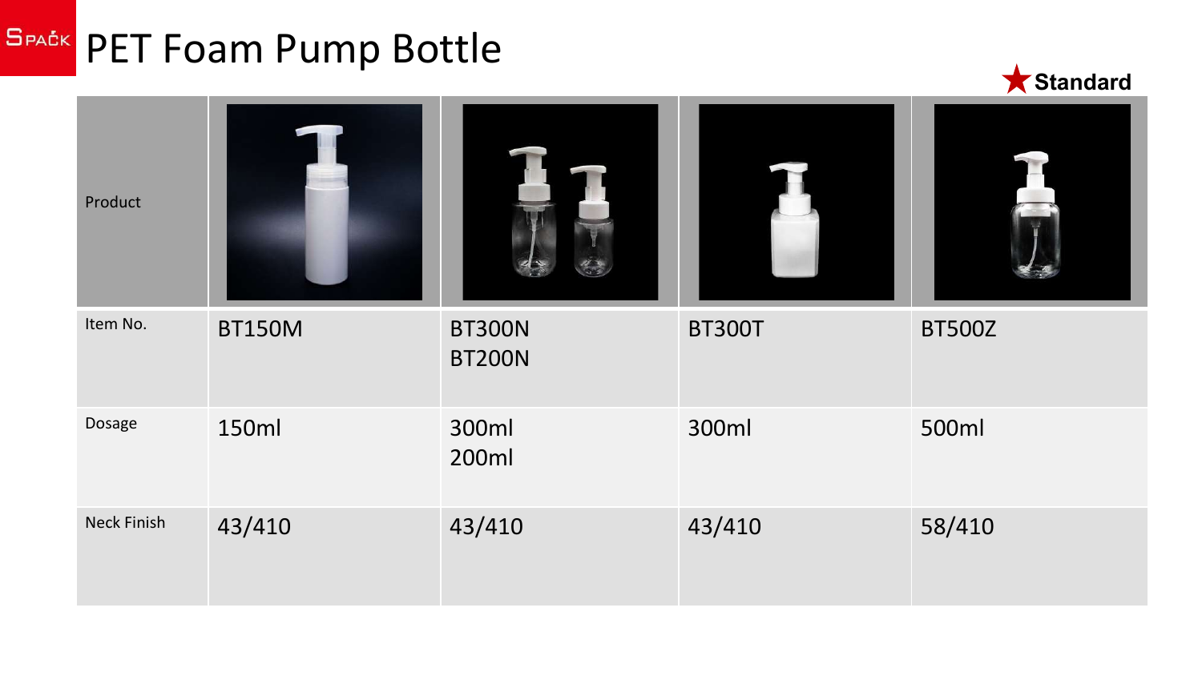# PET Foam Pump Bottle

★ Standard

| Product | | | | |
|---|---|---|---|---|
| Item No. | BT150M | BT300N<br>BT200N | BT300T | BT500Z |
| Dosage | 150ml | 300ml<br>200ml | 300ml | 500ml |
| Neck Finish | 43/410 | 43/410 | 43/410 | 58/410 |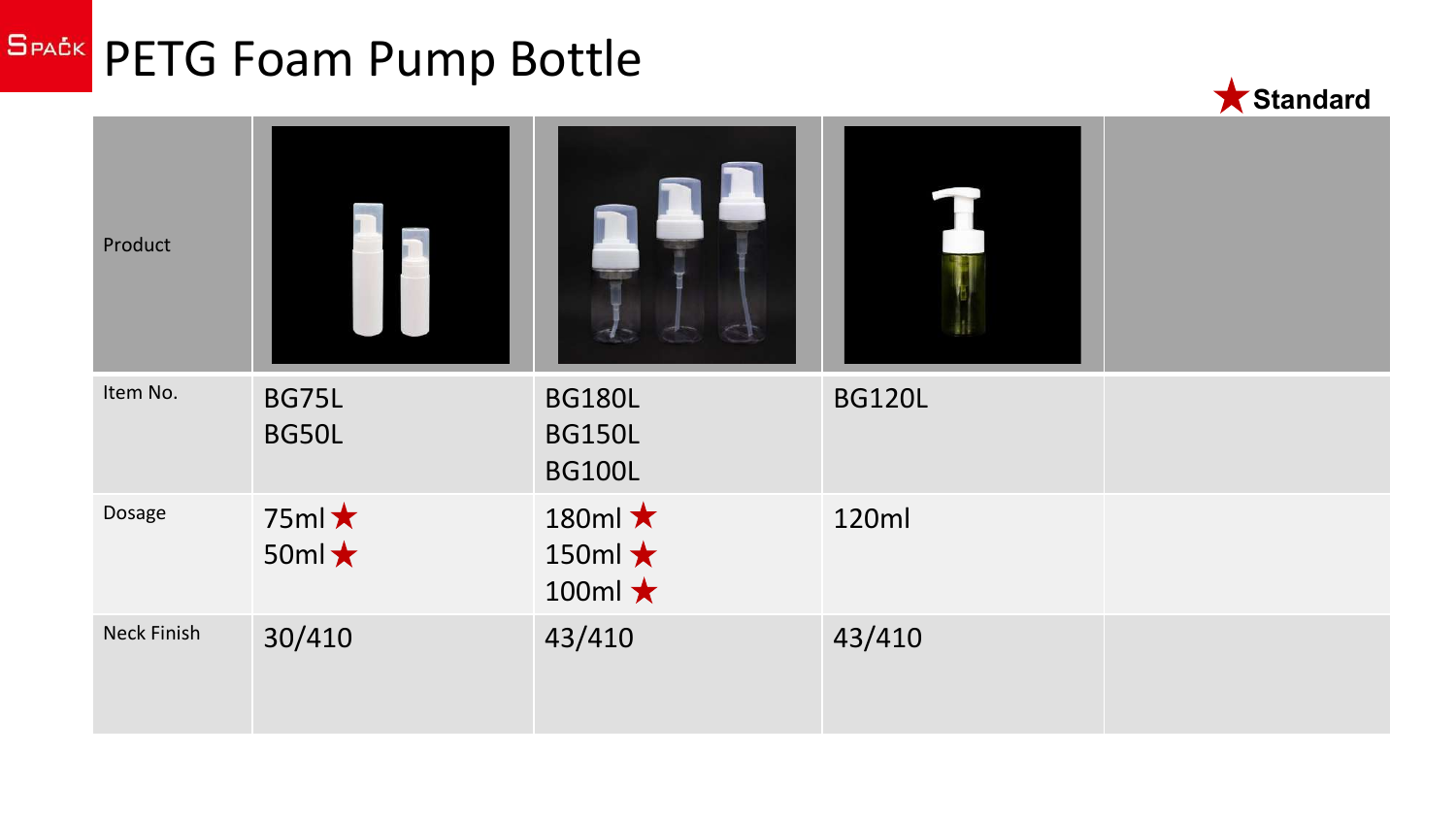# PETG Foam Pump Bottle

★ Standard

| Product | | | | |
|---|---|---|---|---|
| Item No. | BG75L<br>BG50L | BG180L<br>BG150L<br>BG100L | BG120L | |
| Dosage | 75ml ★<br>50ml ★ | 180ml ★<br>150ml ★<br>100ml ★ | 120ml | |
| Neck Finish | 30/410 | 43/410 | 43/410 | |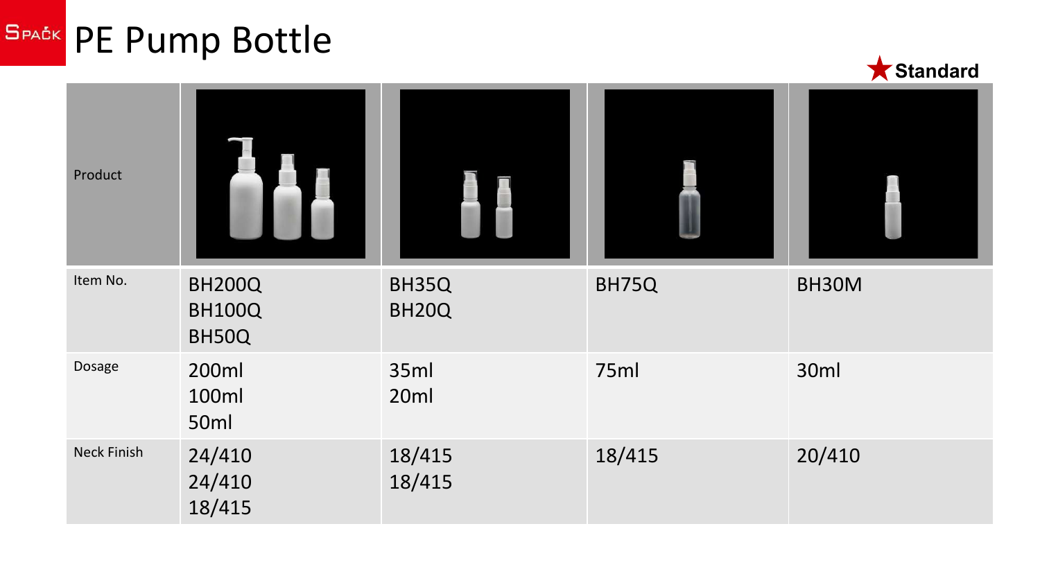# PE Pump Bottle

★ Standard

| Product | | | | |
|---|---|---|---|---|
| Item No. | BH200Q<br>BH100Q<br>BH50Q | BH35Q<br>BH20Q | BH75Q | BH30M |
| Dosage | 200ml<br>100ml<br>50ml | 35ml<br>20ml | 75ml | 30ml |
| Neck Finish | 24/410<br>24/410<br>18/415 | 18/415<br>18/415 | 18/415 | 20/410 |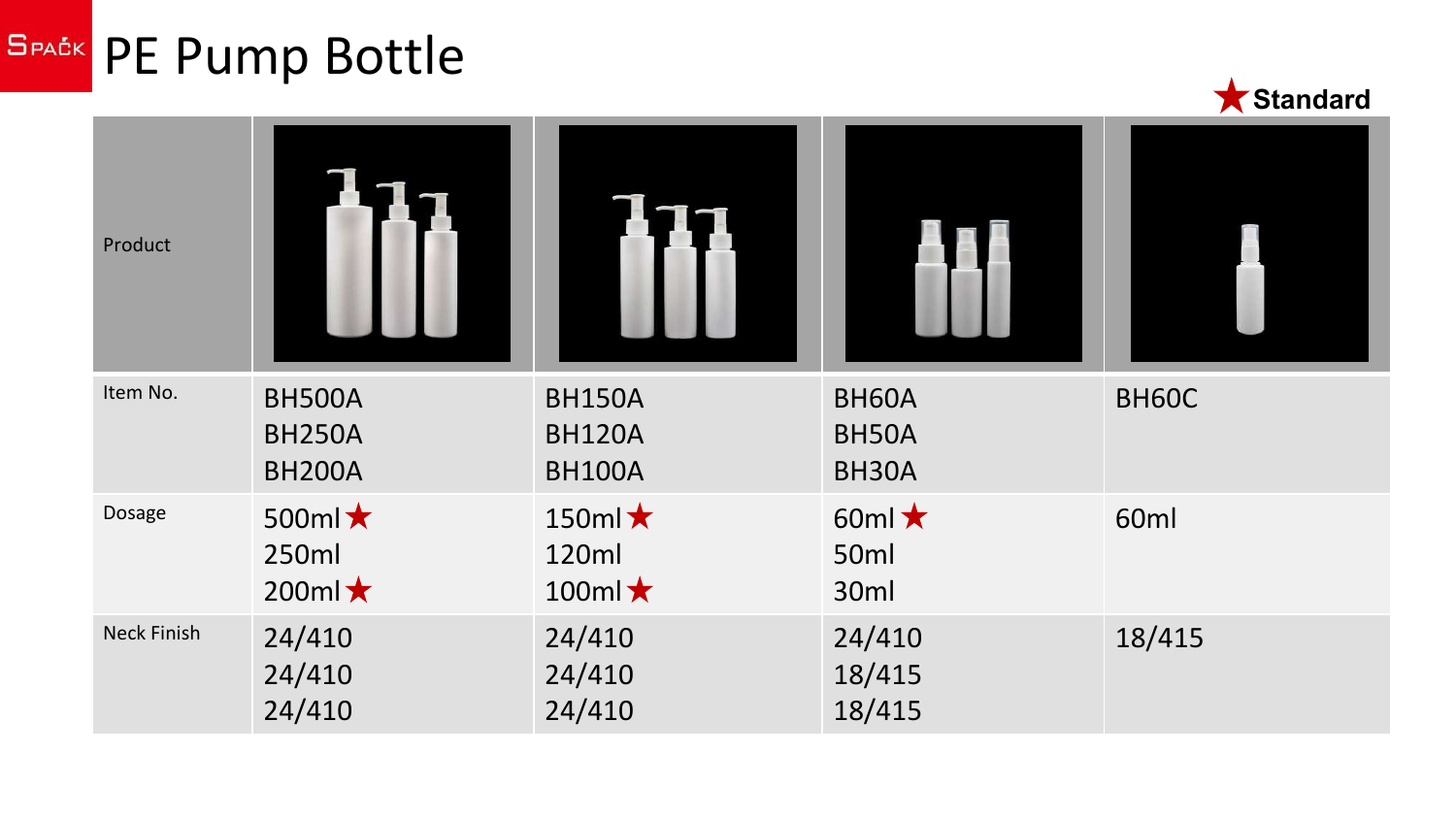# PE Pump Bottle

★ Standard

| Product | | | | |
|---|---|---|---|---|
| Item No. | BH500A<br>BH250A<br>BH200A | BH150A<br>BH120A<br>BH100A | BH60A<br>BH50A<br>BH30A | BH60C |
| Dosage | 500ml ★<br>250ml<br>200ml ★ | 150ml ★<br>120ml<br>100ml ★ | 60ml ★<br>50ml<br>30ml | 60ml |
| Neck Finish | 24/410<br>24/410<br>24/410 | 24/410<br>24/410<br>24/410 | 24/410<br>18/415<br>18/415 | 18/415 |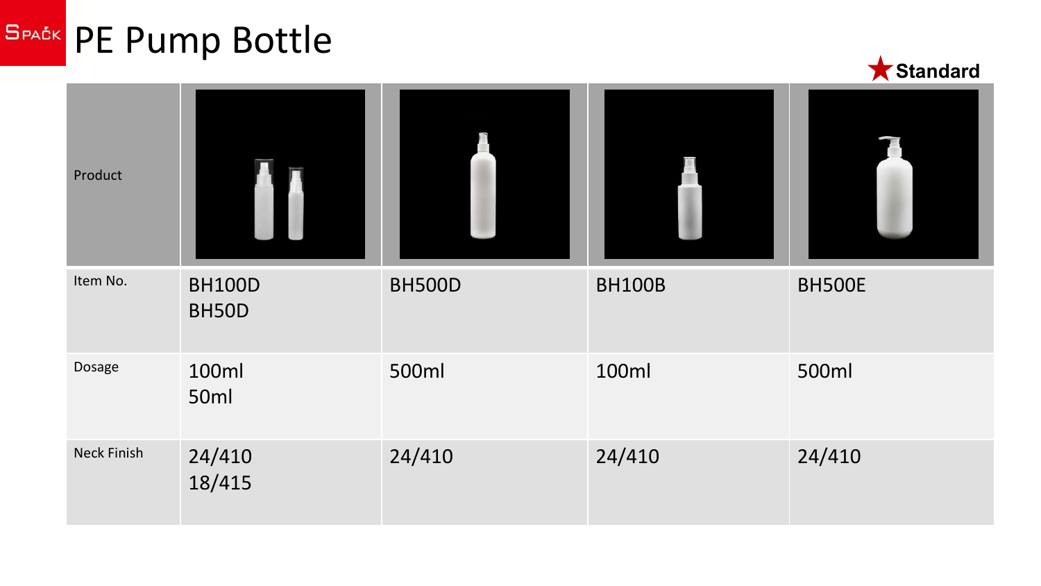# PE Pump Bottle

★Standard

| Product | | | | |
|---|---|---|---|---|
| Item No. | BH100D<br>BH50D | BH500D | BH100B | BH500E |
| Dosage | 100ml<br>50ml | 500ml | 100ml | 500ml |
| Neck Finish | 24/410<br>18/415 | 24/410 | 24/410 | 24/410 |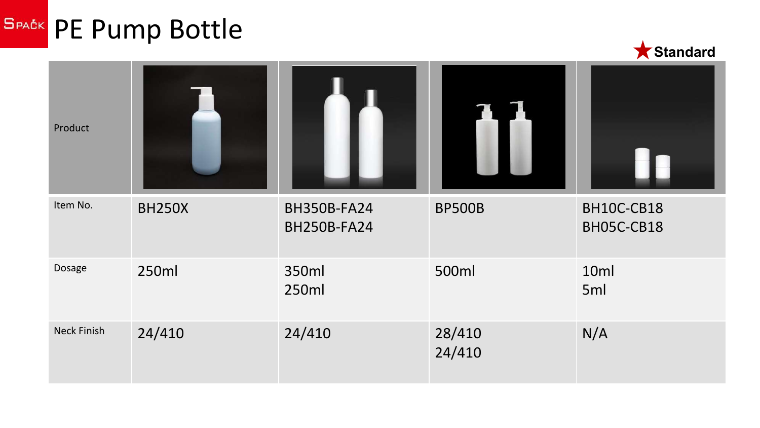# PE Pump Bottle

★ Standard

| Product | | | | |
|---|---|---|---|---|
| Item No. | BH250X | BH350B-FA24<br>BH250B-FA24 | BP500B | BH10C-CB18<br>BH05C-CB18 |
| Dosage | 250ml | 350ml<br>250ml | 500ml | 10ml<br>5ml |
| Neck Finish | 24/410 | 24/410 | 28/410<br>24/410 | N/A |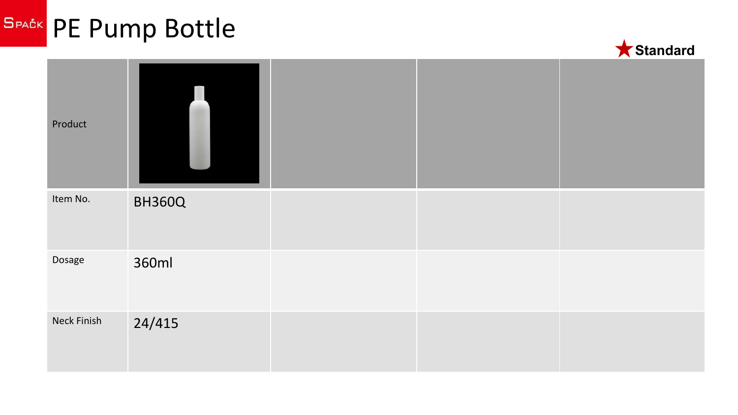# PE Pump Bottle

★ **Standard**

| Product | | | | |
|---|---|---|---|---|
| Item No. | BH360Q | | | |
| Dosage | 360ml | | | |
| Neck Finish | 24/415 | | | |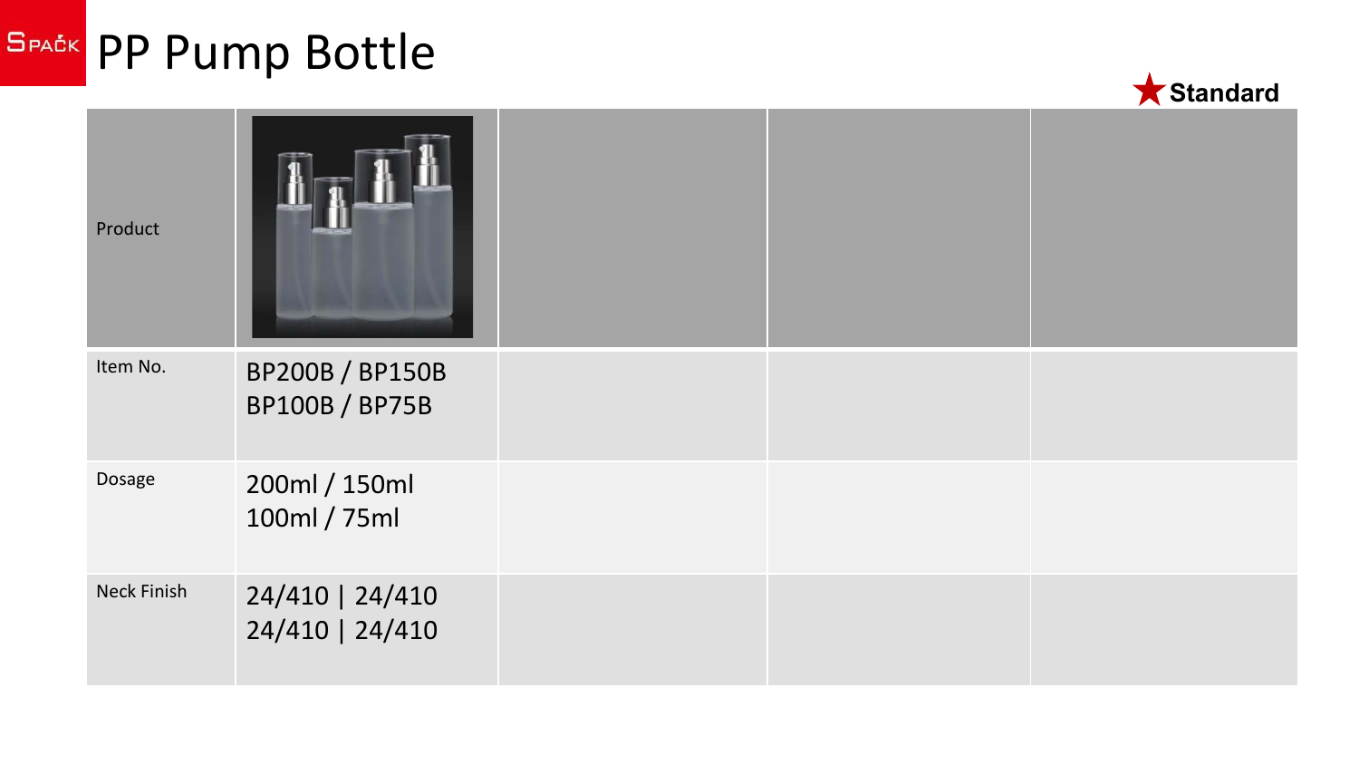# PP Pump Bottle

★ Standard

| Product | | | | |
|---|---|---|---|---|
| Item No. | BP200B / BP150B<br>BP100B / BP75B | | | |
| Dosage | 200ml / 150ml<br>100ml / 75ml | | | |
| Neck Finish | 24/410 \| 24/410<br>24/410 \| 24/410 | | | |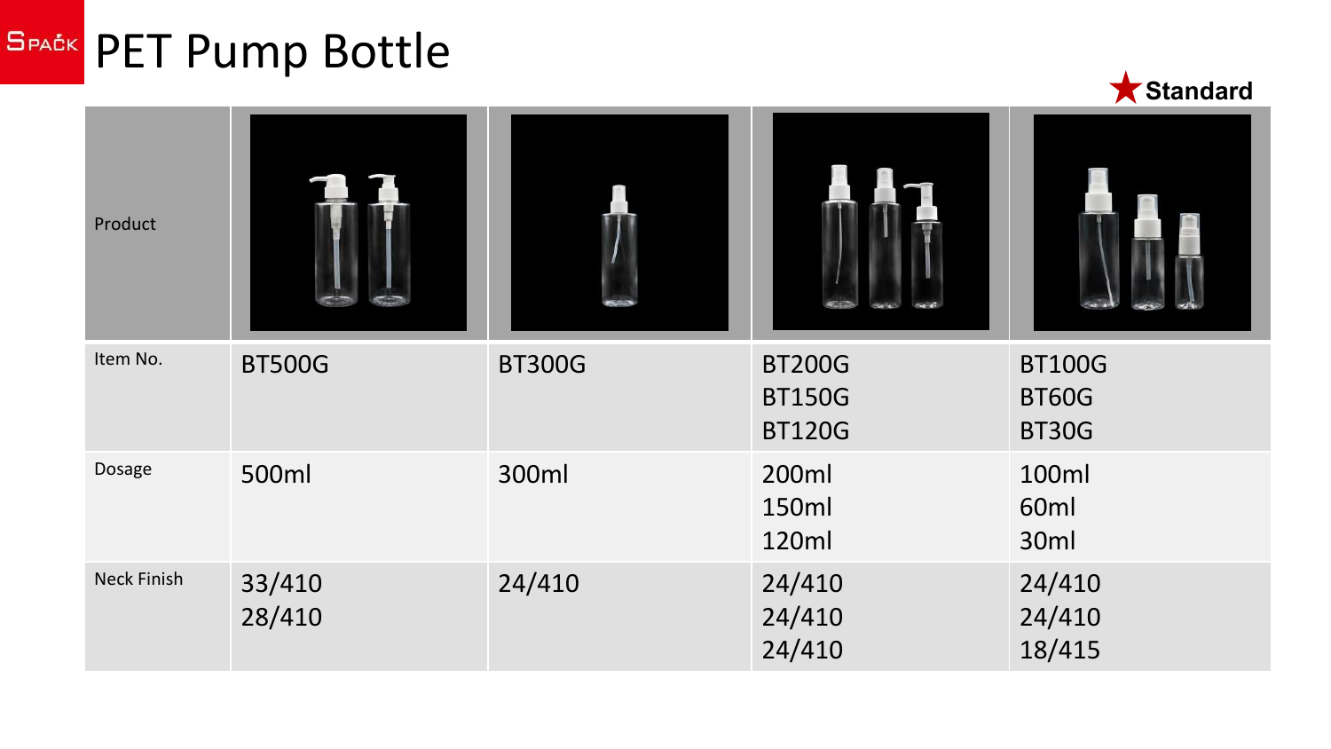# PET Pump Bottle

★ Standard

| Product | | | | |
|---|---|---|---|---|
| Item No. | BT500G | BT300G | BT200G<br>BT150G<br>BT120G | BT100G<br>BT60G<br>BT30G |
| Dosage | 500ml | 300ml | 200ml<br>150ml<br>120ml | 100ml<br>60ml<br>30ml |
| Neck Finish | 33/410<br>28/410 | 24/410 | 24/410<br>24/410<br>24/410 | 24/410<br>24/410<br>18/415 |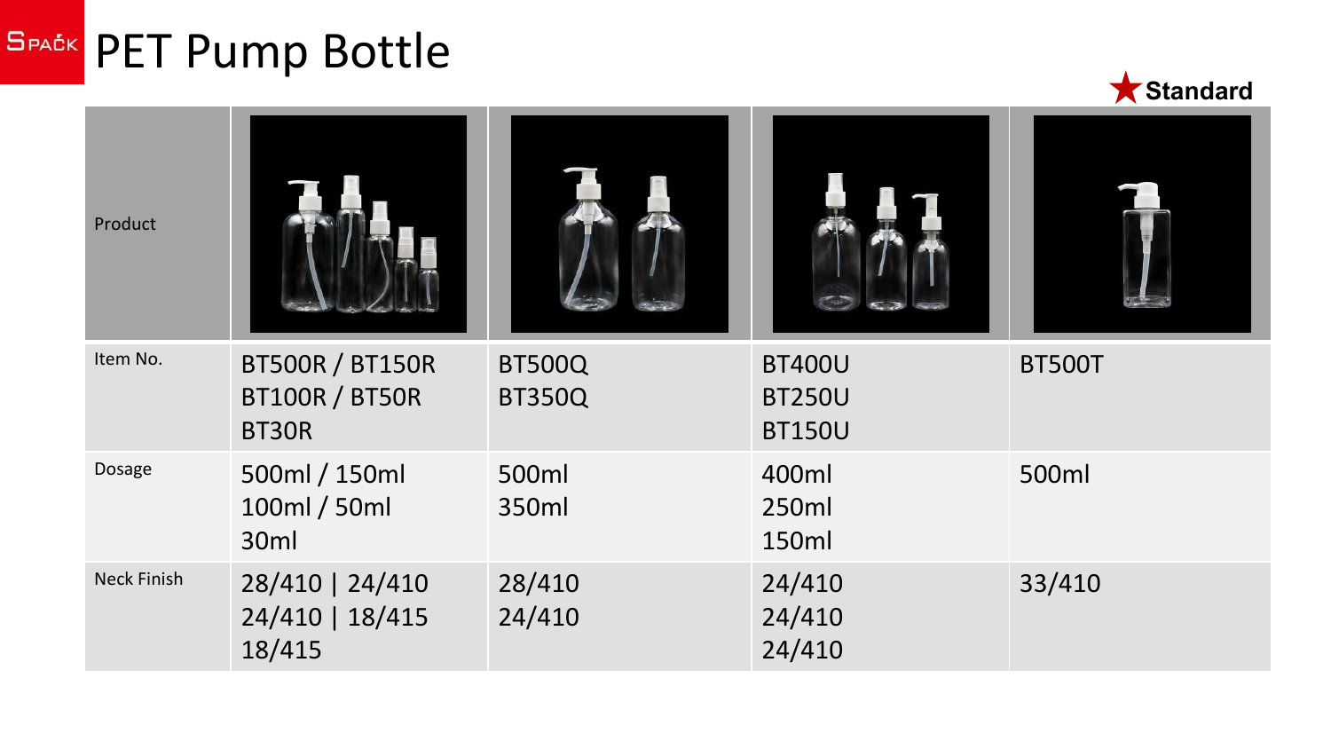# PET Pump Bottle

★ Standard

| Product | | | | |
| --- | --- | --- | --- | --- |
| Item No. | BT500R / BT150R<br>BT100R / BT50R<br>BT30R | BT500Q<br>BT350Q | BT400U<br>BT250U<br>BT150U | BT500T |
| Dosage | 500ml / 150ml<br>100ml / 50ml<br>30ml | 500ml<br>350ml | 400ml<br>250ml<br>150ml | 500ml |
| Neck Finish | 28/410 \| 24/410<br>24/410 \| 18/415<br>18/415 | 28/410<br>24/410 | 24/410<br>24/410<br>24/410 | 33/410 |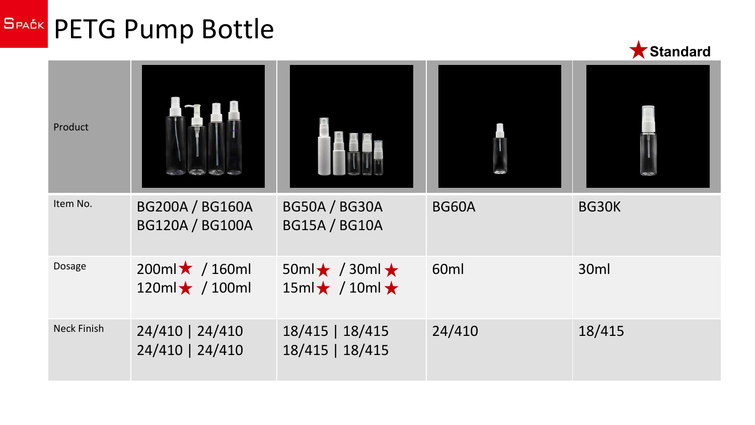# PETG Pump Bottle

★ Standard

| Product | | | | |
|---|---|---|---|---|
| Item No. | BG200A / BG160A<br>BG120A / BG100A | BG50A / BG30A<br>BG15A / BG10A | BG60A | BG30K |
| Dosage | 200ml★ / 160ml<br>120ml★ / 100ml | 50ml★ / 30ml★<br>15ml★ / 10ml★ | 60ml | 30ml |
| Neck Finish | 24/410 \| 24/410<br>24/410 \| 24/410 | 18/415 \| 18/415<br>18/415 \| 18/415 | 24/410 | 18/415 |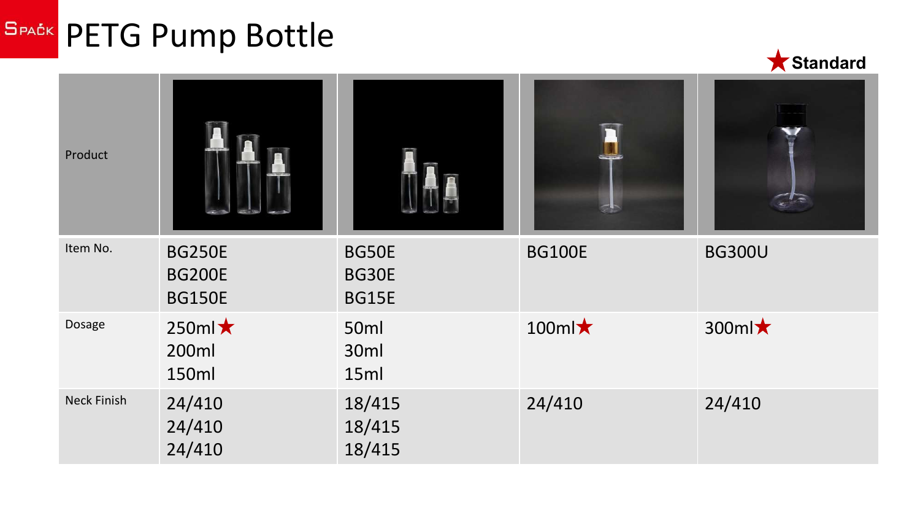# PETG Pump Bottle

★ Standard

| Product | | | | |
|---|---|---|---|---|
| Item No. | BG250E<br>BG200E<br>BG150E | BG50E<br>BG30E<br>BG15E | BG100E | BG300U |
| Dosage | 250ml★<br>200ml<br>150ml | 50ml<br>30ml<br>15ml | 100ml★ | 300ml★ |
| Neck Finish | 24/410<br>24/410<br>24/410 | 18/415<br>18/415<br>18/415 | 24/410 | 24/410 |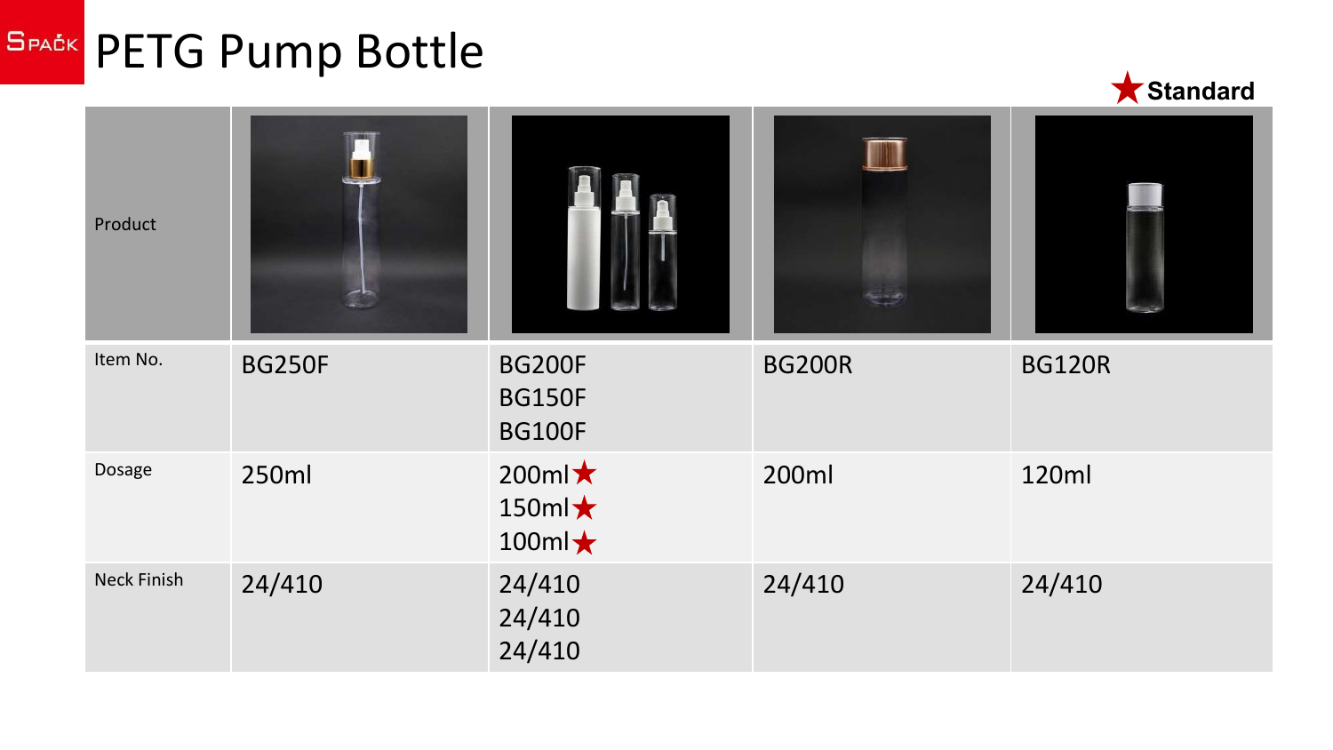# PETG Pump Bottle

★ Standard

| Product | | | | |
|---|---|---|---|---|
| Item No. | BG250F | BG200F<br>BG150F<br>BG100F | BG200R | BG120R |
| Dosage | 250ml | 200ml★<br>150ml★<br>100ml★ | 200ml | 120ml |
| Neck Finish | 24/410 | 24/410<br>24/410<br>24/410 | 24/410 | 24/410 |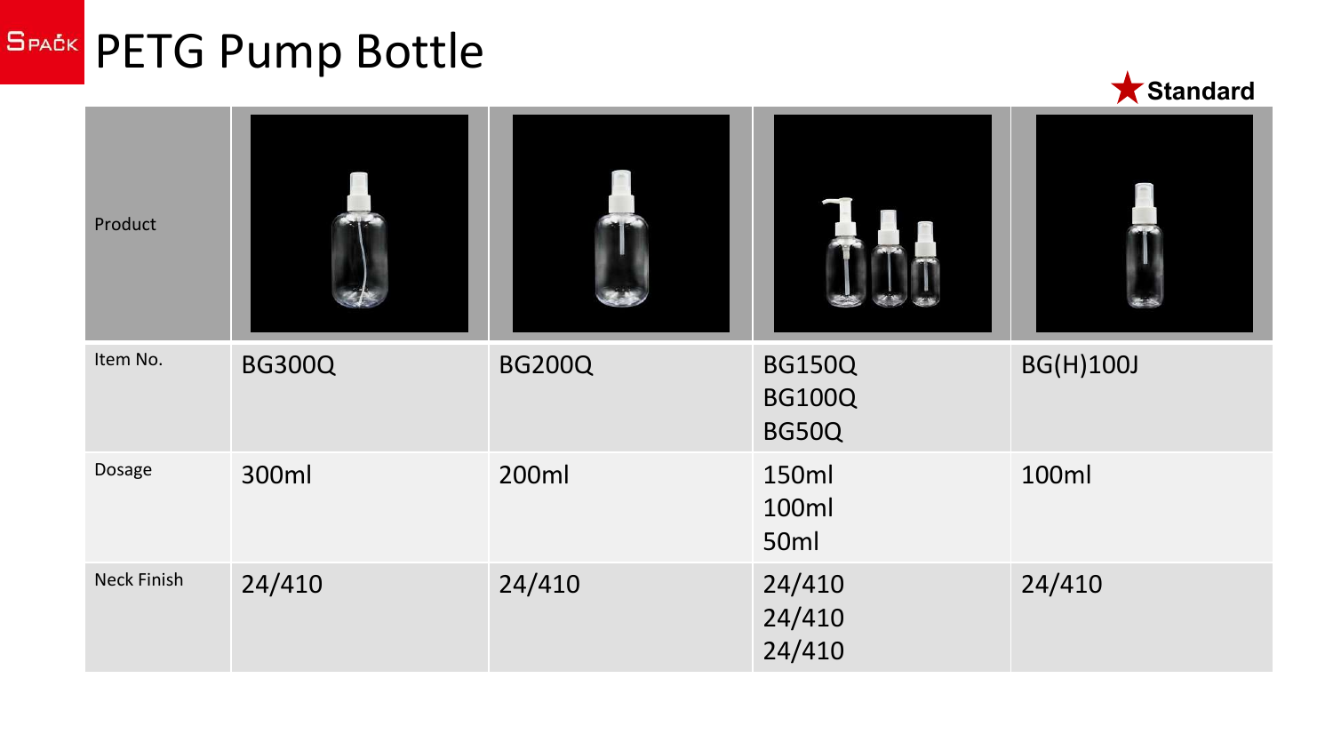# PETG Pump Bottle

★ Standard

| Product | | | | |
|---|---|---|---|---|
| Item No. | BG300Q | BG200Q | BG150Q<br>BG100Q<br>BG50Q | BG(H)100J |
| Dosage | 300ml | 200ml | 150ml<br>100ml<br>50ml | 100ml |
| Neck Finish | 24/410 | 24/410 | 24/410<br>24/410<br>24/410 | 24/410 |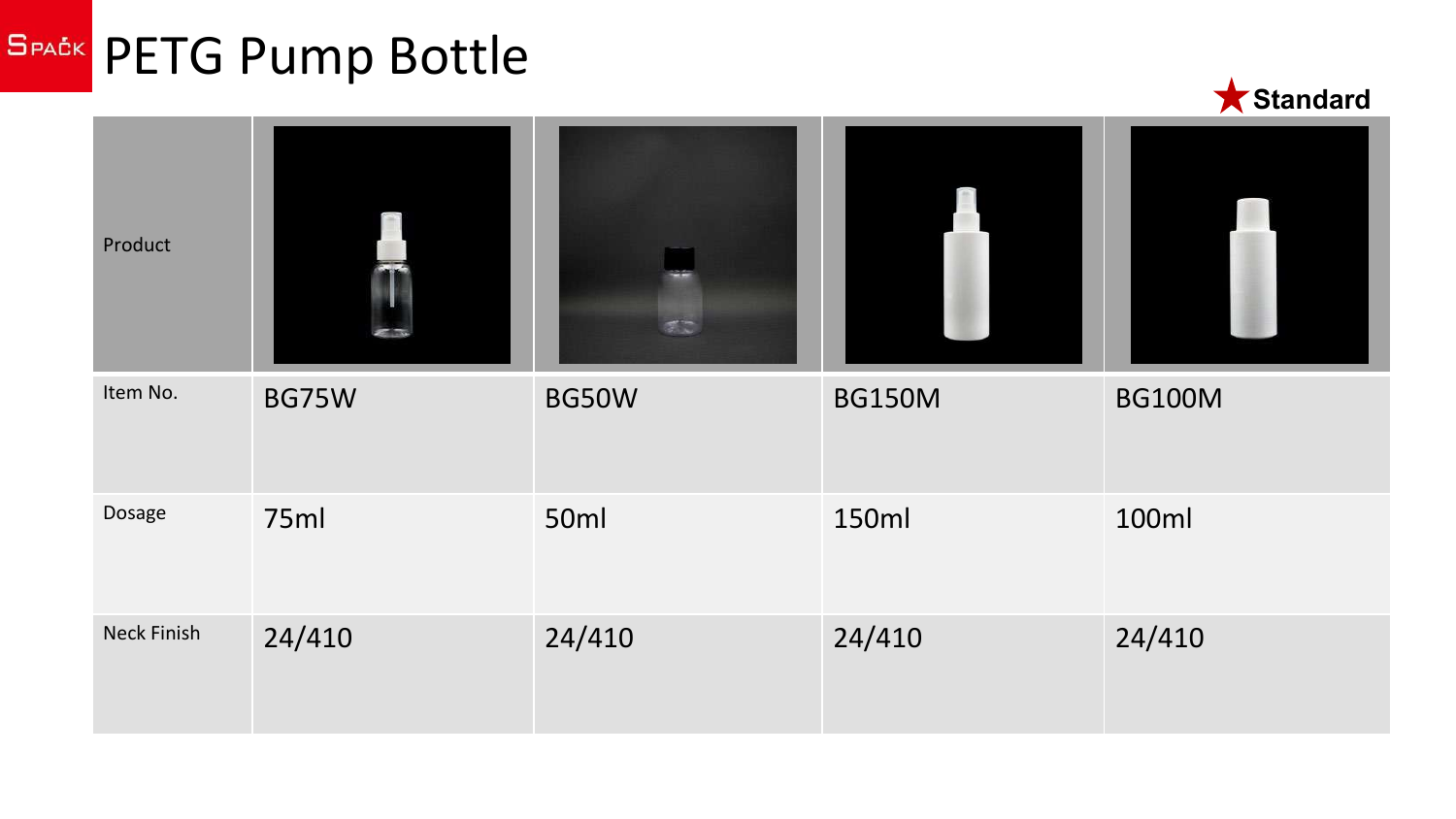# PETG Pump Bottle

★Standard

| Product | | | | |
|---|---|---|---|---|
| Item No. | BG75W | BG50W | BG150M | BG100M |
| Dosage | 75ml | 50ml | 150ml | 100ml |
| Neck Finish | 24/410 | 24/410 | 24/410 | 24/410 |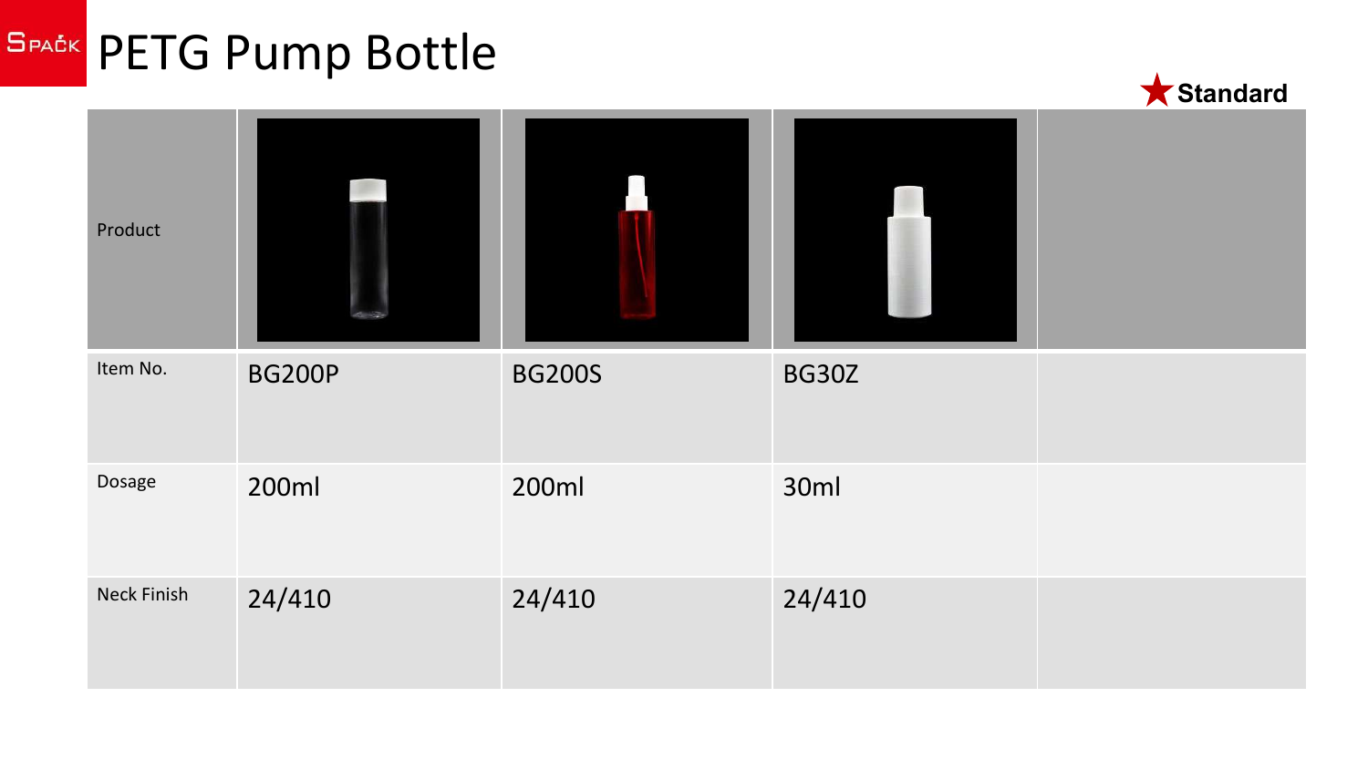# PETG Pump Bottle

★ Standard

| Product | | | | |
|---|---|---|---|---|
| Item No. | BG200P | BG200S | BG30Z | |
| Dosage | 200ml | 200ml | 30ml | |
| Neck Finish | 24/410 | 24/410 | 24/410 | |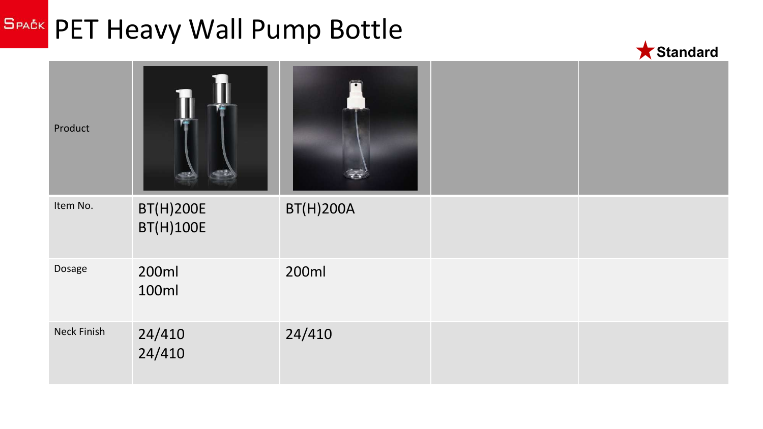# PET Heavy Wall Pump Bottle

★ **Standard**

| | | | | |
|---|---|---|---|---|
| Product | | | | |
| Item No. | BT(H)200E<br>BT(H)100E | BT(H)200A | | |
| Dosage | 200ml<br>100ml | 200ml | | |
| Neck Finish | 24/410<br>24/410 | 24/410 | | |